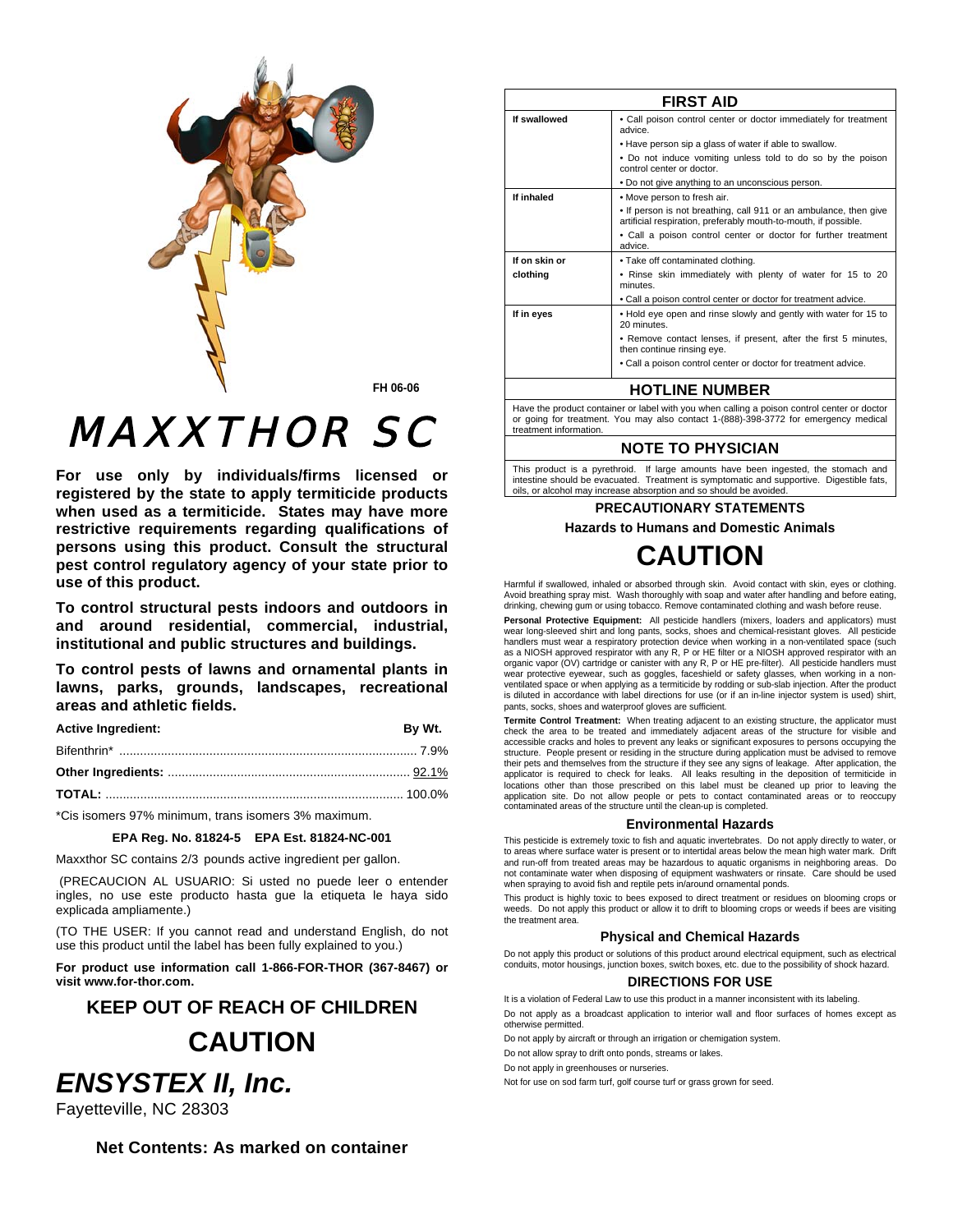FH 06-06

# MAXXTHOR SC

**For use only by individuals/firms licensed or registered by the state to apply termiticide products when used as a termiticide. States may have more restrictive requirements regarding qualifications of persons using this product. Consult the structural pest control regulatory agency of your state prior to use of this product.**

**To control structural pests indoors and outdoors in and around residential, commercial, industrial, institutional and public structures and buildings.**

**To control pests of lawns and ornamental plants in lawns, parks, grounds, landscapes, recreational areas and athletic fields.**

| **Active Ingredient:** | **By Wt.** |
|---|---|
| Bifenthrin* | 7.9% |
| **Other Ingredients:** | 92.1% |
| **TOTAL:** | 100.0% |

*Cis isomers 97% minimum, trans isomers 3% maximum.

**EPA Reg. No. 81824-5 EPA Est. 81824-NC-001**

Maxxthor SC contains 2/3 pounds active ingredient per gallon.

(PRECAUCION AL USUARIO: Si usted no puede leer o entender ingles, no use este producto hasta gue la etiqueta le haya sido explicada ampliamente.)

(TO THE USER: If you cannot read and understand English, do not use this product until the label has been fully explained to you.)

**For product use information call 1-866-FOR-THOR (367-8467) or visit www.for-thor.com.**

## KEEP OUT OF REACH OF CHILDREN

## CAUTION

## *ENSYSTEX II, Inc.*

Fayetteville, NC 28303

**Net Contents: As marked on container**

## FIRST AID

| | |
|---|---|
| **If swallowed** | • Call poison control center or doctor immediately for treatment advice.<br>• Have person sip a glass of water if able to swallow.<br>• Do not induce vomiting unless told to do so by the poison control center or doctor.<br>• Do not give anything to an unconscious person. |
| **If inhaled** | • Move person to fresh air.<br>• If person is not breathing, call 911 or an ambulance, then give artificial respiration, preferably mouth-to-mouth, if possible.<br>• Call a poison control center or doctor for further treatment advice. |
| **If on skin or clothing** | • Take off contaminated clothing.<br>• Rinse skin immediately with plenty of water for 15 to 20 minutes.<br>• Call a poison control center or doctor for treatment advice. |
| **If in eyes** | • Hold eye open and rinse slowly and gently with water for 15 to 20 minutes.<br>• Remove contact lenses, if present, after the first 5 minutes, then continue rinsing eye.<br>• Call a poison control center or doctor for treatment advice. |

## HOTLINE NUMBER

Have the product container or label with you when calling a poison control center or doctor or going for treatment. You may also contact 1-(888)-398-3772 for emergency medical treatment information.

## NOTE TO PHYSICIAN

This product is a pyrethroid. If large amounts have been ingested, the stomach and intestine should be evacuated. Treatment is symptomatic and supportive. Digestible fats, oils, or alcohol may increase absorption and so should be avoided.

## PRECAUTIONARY STATEMENTS

### Hazards to Humans and Domestic Animals

## CAUTION

Harmful if swallowed, inhaled or absorbed through skin. Avoid contact with skin, eyes or clothing. Avoid breathing spray mist. Wash thoroughly with soap and water after handling and before eating, drinking, chewing gum or using tobacco. Remove contaminated clothing and wash before reuse.

**Personal Protective Equipment:** All pesticide handlers (mixers, loaders and applicators) must wear long-sleeved shirt and long pants, socks, shoes and chemical-resistant gloves. All pesticide handlers must wear a respiratory protection device when working in a non-ventilated space (such as a NIOSH approved respirator with any R, P or HE filter or a NIOSH approved respirator with an organic vapor (OV) cartridge or canister with any R, P or HE pre-filter). All pesticide handlers must wear protective eyewear, such as goggles, faceshield or safety glasses, when working in a non-ventilated space or when applying as a termiticide by rodding or sub-slab injection. After the product is diluted in accordance with label directions for use (or if an in-line injector system is used) shirt, pants, socks, shoes and waterproof gloves are sufficient.

**Termite Control Treatment:** When treating adjacent to an existing structure, the applicator must check the area to be treated and immediately adjacent areas of the structure for visible and accessible cracks and holes to prevent any leaks or significant exposures to persons occupying the structure. People present or residing in the structure during application must be advised to remove their pets and themselves from the structure if they see any signs of leakage. After application, the applicator is required to check for leaks. All leaks resulting in the deposition of termiticide in locations other than those prescribed on this label must be cleaned up prior to leaving the application site. Do not allow people or pets to contact contaminated areas or to reoccupy contaminated areas of the structure until the clean-up is completed.

### Environmental Hazards

This pesticide is extremely toxic to fish and aquatic invertebrates. Do not apply directly to water, or to areas where surface water is present or to intertidal areas below the mean high water mark. Drift and run-off from treated areas may be hazardous to aquatic organisms in neighboring areas. Do not contaminate water when disposing of equipment washwaters or rinsate. Care should be used when spraying to avoid fish and reptile pets in/around ornamental ponds.

This product is highly toxic to bees exposed to direct treatment or residues on blooming crops or weeds. Do not apply this product or allow it to drift to blooming crops or weeds if bees are visiting the treatment area.

### Physical and Chemical Hazards

Do not apply this product or solutions of this product around electrical equipment, such as electrical conduits, motor housings, junction boxes, switch boxes, etc. due to the possibility of shock hazard.

### DIRECTIONS FOR USE

It is a violation of Federal Law to use this product in a manner inconsistent with its labeling.

Do not apply as a broadcast application to interior wall and floor surfaces of homes except as otherwise permitted.

Do not apply by aircraft or through an irrigation or chemigation system.

Do not allow spray to drift onto ponds, streams or lakes.

Do not apply in greenhouses or nurseries.

Not for use on sod farm turf, golf course turf or grass grown for seed.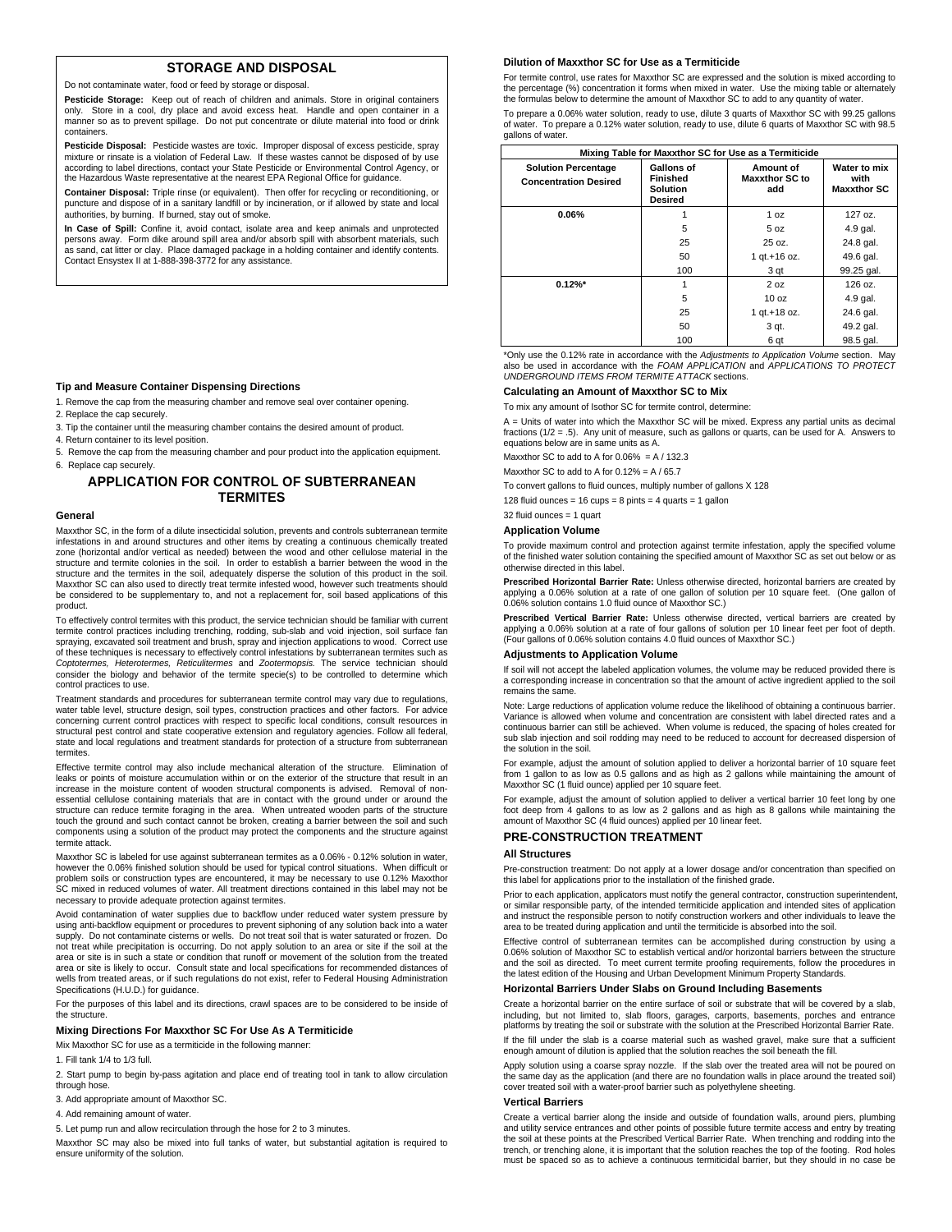## STORAGE AND DISPOSAL

Do not contaminate water, food or feed by storage or disposal.

**Pesticide Storage:** Keep out of reach of children and animals. Store in original containers only. Store in a cool, dry place and avoid excess heat. Handle and open container in a manner so as to prevent spillage. Do not put concentrate or dilute material into food or drink containers.

**Pesticide Disposal:** Pesticide wastes are toxic. Improper disposal of excess pesticide, spray mixture or rinsate is a violation of Federal Law. If these wastes cannot be disposed of by use according to label directions, contact your State Pesticide or Environmental Control Agency, or the Hazardous Waste representative at the nearest EPA Regional Office for guidance.

**Container Disposal:** Triple rinse (or equivalent). Then offer for recycling or reconditioning, or puncture and dispose of in a sanitary landfill or by incineration, or if allowed by state and local authorities, by burning. If burned, stay out of smoke.

**In Case of Spill:** Confine it, avoid contact, isolate area and keep animals and unprotected persons away. Form dike around spill area and/or absorb spill with absorbent materials, such as sand, cat litter or clay. Place damaged package in a holding container and identify contents. Contact Ensystex II at 1-888-398-3772 for any assistance.

### Tip and Measure Container Dispensing Directions

1. Remove the cap from the measuring chamber and remove seal over container opening.
2. Replace the cap securely.
3. Tip the container until the measuring chamber contains the desired amount of product.
4. Return container to its level position.
5. Remove the cap from the measuring chamber and pour product into the application equipment.
6. Replace cap securely.

## APPLICATION FOR CONTROL OF SUBTERRANEAN TERMITES

### General

Maxxthor SC, in the form of a dilute insecticidal solution, prevents and controls subterranean termite infestations in and around structures and other items by creating a continuous chemically treated zone (horizontal and/or vertical as needed) between the wood and other cellulose material in the structure and termite colonies in the soil. In order to establish a barrier between the wood in the structure and the termites in the soil, adequately disperse the solution of this product in the soil. Maxxthor SC can also used to directly treat termite infested wood, however such treatments should be considered to be supplementary to, and not a replacement for, soil based applications of this product.

To effectively control termites with this product, the service technician should be familiar with current termite control practices including trenching, rodding, sub-slab and void injection, soil surface fan spraying, excavated soil treatment and brush, spray and injection applications to wood. Correct use of these techniques is necessary to effectively control infestations by subterranean termites such as *Coptotermes, Heterotermes, Reticulitermes* and *Zootermopsis.* The service technician should consider the biology and behavior of the termite specie(s) to be controlled to determine which control practices to use.

Treatment standards and procedures for subterranean termite control may vary due to regulations, water table level, structure design, soil types, construction practices and other factors. For advice concerning current control practices with respect to specific local conditions, consult resources in structural pest control and state cooperative extension and regulatory agencies. Follow all federal, state and local regulations and treatment standards for protection of a structure from subterranean termites.

Effective termite control may also include mechanical alteration of the structure. Elimination of leaks or points of moisture accumulation within or on the exterior of the structure that result in an increase in the moisture content of wooden structural components is advised. Removal of non-essential cellulose containing materials that are in contact with the ground under or around the structure can reduce termite foraging in the area. When untreated wooden parts of the structure touch the ground and such contact cannot be broken, creating a barrier between the soil and such components using a solution of the product may protect the components and the structure against termite attack.

Maxxthor SC is labeled for use against subterranean termites as a 0.06% - 0.12% solution in water, however the 0.06% finished solution should be used for typical control situations. When difficult or problem soils or construction types are encountered, it may be necessary to use 0.12% Maxxthor SC mixed in reduced volumes of water. All treatment directions contained in this label may not be necessary to provide adequate protection against termites.

Avoid contamination of water supplies due to backflow under reduced water system pressure by using anti-backflow equipment or procedures to prevent siphoning of any solution back into a water supply. Do not contaminate cisterns or wells. Do not treat soil that is water saturated or frozen. Do not treat while precipitation is occurring. Do not apply solution to an area or site if the soil at the area or site is in such a state or condition that runoff or movement of the solution from the treated area or site is likely to occur. Consult state and local specifications for recommended distances of wells from treated areas, or if such regulations do not exist, refer to Federal Housing Administration Specifications (H.U.D.) for guidance.

For the purposes of this label and its directions, crawl spaces are to be considered to be inside of the structure.

### Mixing Directions For Maxxthor SC For Use As A Termiticide

Mix Maxxthor SC for use as a termiticide in the following manner:

1. Fill tank 1/4 to 1/3 full.
2. Start pump to begin by-pass agitation and place end of treating tool in tank to allow circulation through hose.
3. Add appropriate amount of Maxxthor SC.
4. Add remaining amount of water.
5. Let pump run and allow recirculation through the hose for 2 to 3 minutes.

Maxxthor SC may also be mixed into full tanks of water, but substantial agitation is required to ensure uniformity of the solution.

### Dilution of Maxxthor SC for Use as a Termiticide

For termite control, use rates for Maxxthor SC are expressed and the solution is mixed according to the percentage (%) concentration it forms when mixed in water. Use the mixing table or alternately the formulas below to determine the amount of Maxxthor SC to add to any quantity of water.

To prepare a 0.06% water solution, ready to use, dilute 3 quarts of Maxxthor SC with 99.25 gallons of water. To prepare a 0.12% water solution, ready to use, dilute 6 quarts of Maxxthor SC with 98.5 gallons of water.

**Mixing Table for Maxxthor SC for Use as a Termiticide**

| Solution Percentage Concentration Desired | Gallons of Finished Solution Desired | Amount of Maxxthor SC to add | Water to mix with Maxxthor SC |
|---|---|---|---|
| **0.06%** | 1 | 1 oz | 127 oz. |
| | 5 | 5 oz | 4.9 gal. |
| | 25 | 25 oz. | 24.8 gal. |
| | 50 | 1 qt.+16 oz. | 49.6 gal. |
| | 100 | 3 qt | 99.25 gal. |
| **0.12%*** | 1 | 2 oz | 126 oz. |
| | 5 | 10 oz | 4.9 gal. |
| | 25 | 1 qt.+18 oz. | 24.6 gal. |
| | 50 | 3 qt. | 49.2 gal. |
| | 100 | 6 qt | 98.5 gal. |

*Only use the 0.12% rate in accordance with the *Adjustments to Application Volume* section. May also be used in accordance with the *FOAM APPLICATION* and *APPLICATIONS TO PROTECT UNDERGROUND ITEMS FROM TERMITE ATTACK* sections.

### Calculating an Amount of Maxxthor SC to Mix

To mix any amount of Isothor SC for termite control, determine:

A = Units of water into which the Maxxthor SC will be mixed. Express any partial units as decimal fractions (1/2 = .5). Any unit of measure, such as gallons or quarts, can be used for A. Answers to equations below are in same units as A.

Maxxthor SC to add to A for 0.06% = A / 132.3

Maxxthor SC to add to A for 0.12% = A / 65.7

To convert gallons to fluid ounces, multiply number of gallons X 128

128 fluid ounces = 16 cups = 8 pints = 4 quarts = 1 gallon

32 fluid ounces = 1 quart

### Application Volume

To provide maximum control and protection against termite infestation, apply the specified volume of the finished water solution containing the specified amount of Maxxthor SC as set out below or as otherwise directed in this label.

**Prescribed Horizontal Barrier Rate:** Unless otherwise directed, horizontal barriers are created by applying a 0.06% solution at a rate of one gallon of solution per 10 square feet. (One gallon of 0.06% solution contains 1.0 fluid ounce of Maxxthor SC.)

**Prescribed Vertical Barrier Rate:** Unless otherwise directed, vertical barriers are created by applying a 0.06% solution at a rate of four gallons of solution per 10 linear feet per foot of depth. (Four gallons of 0.06% solution contains 4.0 fluid ounces of Maxxthor SC.)

### Adjustments to Application Volume

If soil will not accept the labeled application volumes, the volume may be reduced provided there is a corresponding increase in concentration so that the amount of active ingredient applied to the soil remains the same.

Note: Large reductions of application volume reduce the likelihood of obtaining a continuous barrier. Variance is allowed when volume and concentration are consistent with label directed rates and a continuous barrier can still be achieved. When volume is reduced, the spacing of holes created for sub slab injection and soil rodding may need to be reduced to account for decreased dispersion of the solution in the soil.

For example, adjust the amount of solution applied to deliver a horizontal barrier of 10 square feet from 1 gallon to as low as 0.5 gallons and as high as 2 gallons while maintaining the amount of Maxxthor SC (1 fluid ounce) applied per 10 square feet.

For example, adjust the amount of solution applied to deliver a vertical barrier 10 feet long by one foot deep from 4 gallons to as low as 2 gallons and as high as 8 gallons while maintaining the amount of Maxxthor SC (4 fluid ounces) applied per 10 linear feet.

## PRE-CONSTRUCTION TREATMENT

### All Structures

Pre-construction treatment: Do not apply at a lower dosage and/or concentration than specified on this label for applications prior to the installation of the finished grade.

Prior to each application, applicators must notify the general contractor, construction superintendent, or similar responsible party, of the intended termiticide application and intended sites of application and instruct the responsible person to notify construction workers and other individuals to leave the area to be treated during application and until the termiticide is absorbed into the soil.

Effective control of subterranean termites can be accomplished during construction by using a 0.06% solution of Maxxthor SC to establish vertical and/or horizontal barriers between the structure and the soil as directed. To meet current termite proofing requirements, follow the procedures in the latest edition of the Housing and Urban Development Minimum Property Standards.

### Horizontal Barriers Under Slabs on Ground Including Basements

Create a horizontal barrier on the entire surface of soil or substrate that will be covered by a slab, including, but not limited to, slab floors, garages, carports, basements, porches and entrance platforms by treating the soil or substrate with the solution at the Prescribed Horizontal Barrier Rate.

If the fill under the slab is a coarse material such as washed gravel, make sure that a sufficient enough amount of dilution is applied that the solution reaches the soil beneath the fill.

Apply solution using a coarse spray nozzle. If the slab over the treated area will not be poured on the same day as the application (and there are no foundation walls in place around the treated soil) cover treated soil with a water-proof barrier such as polyethylene sheeting.

### Vertical Barriers

Create a vertical barrier along the inside and outside of foundation walls, around piers, plumbing and utility service entrances and other points of possible future termite access and entry by treating the soil at these points at the Prescribed Vertical Barrier Rate. When trenching and rodding into the trench, or trenching alone, it is important that the solution reaches the top of the footing. Rod holes must be spaced so as to achieve a continuous termiticidal barrier, but they should in no case be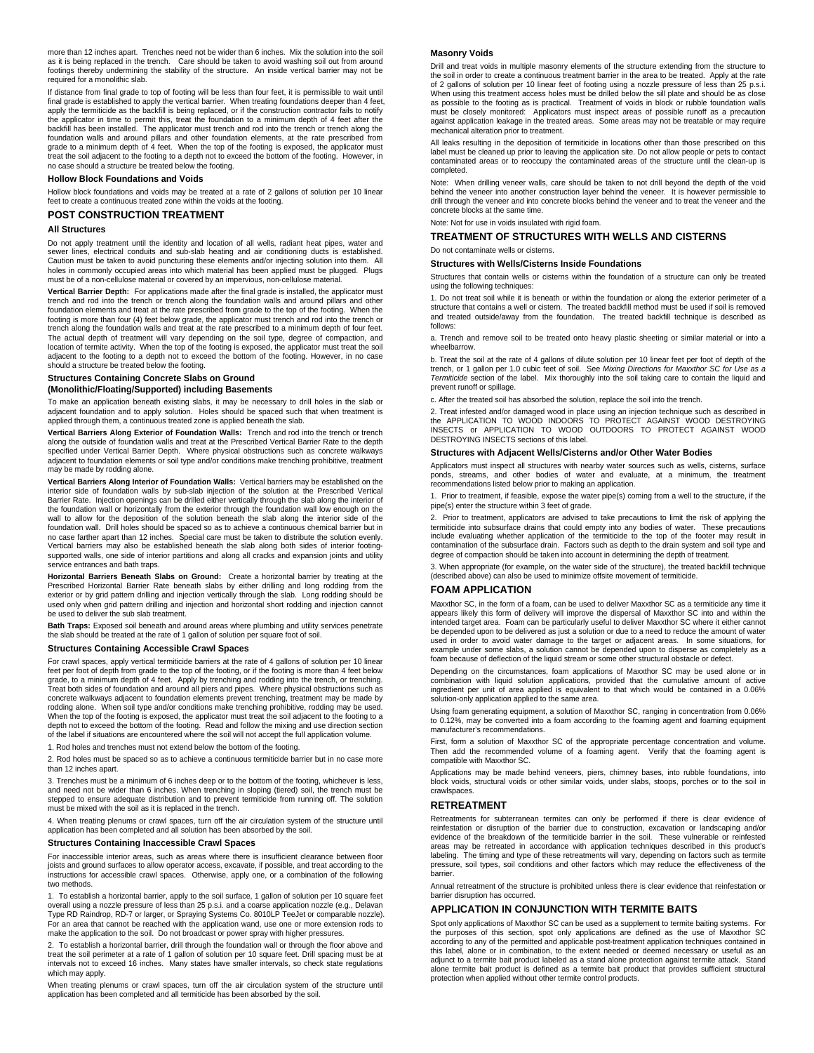more than 12 inches apart. Trenches need not be wider than 6 inches. Mix the solution into the soil as it is being replaced in the trench. Care should be taken to avoid washing soil out from around footings thereby undermining the stability of the structure. An inside vertical barrier may not be required for a monolithic slab.

If distance from final grade to top of footing will be less than four feet, it is permissible to wait until final grade is established to apply the vertical barrier. When treating foundations deeper than 4 feet, apply the termiticide as the backfill is being replaced, or if the construction contractor fails to notify the applicator in time to permit this, treat the foundation to a minimum depth of 4 feet after the backfill has been installed. The applicator must trench and rod into the trench or trench along the foundation walls and around pillars and other foundation elements, at the rate prescribed from grade to a minimum depth of 4 feet. When the top of the footing is exposed, the applicator must treat the soil adjacent to the footing to a depth not to exceed the bottom of the footing. However, in no case should a structure be treated below the footing.

### Hollow Block Foundations and Voids

Hollow block foundations and voids may be treated at a rate of 2 gallons of solution per 10 linear feet to create a continuous treated zone within the voids at the footing.

## POST CONSTRUCTION TREATMENT

### All Structures

Do not apply treatment until the identity and location of all wells, radiant heat pipes, water and sewer lines, electrical conduits and sub-slab heating and air conditioning ducts is established. Caution must be taken to avoid puncturing these elements and/or injecting solution into them. All holes in commonly occupied areas into which material has been applied must be plugged. Plugs must be of a non-cellulose material or covered by an impervious, non-cellulose material.

**Vertical Barrier Depth:** For applications made after the final grade is installed, the applicator must trench and rod into the trench or trench along the foundation walls and around pillars and other foundation elements and treat at the rate prescribed from grade to the top of the footing. When the footing is more than four (4) feet below grade, the applicator must trench and rod into the trench or trench along the foundation walls and treat at the rate prescribed to a minimum depth of four feet. The actual depth of treatment will vary depending on the soil type, degree of compaction, and location of termite activity. When the top of the footing is exposed, the applicator must treat the soil adjacent to the footing to a depth not to exceed the bottom of the footing. However, in no case should a structure be treated below the footing.

### Structures Containing Concrete Slabs on Ground (Monolithic/Floating/Supported) including Basements

To make an application beneath existing slabs, it may be necessary to drill holes in the slab or adjacent foundation and to apply solution. Holes should be spaced such that when treatment is applied through them, a continuous treated zone is applied beneath the slab.

**Vertical Barriers Along Exterior of Foundation Walls:** Trench and rod into the trench or trench along the outside of foundation walls and treat at the Prescribed Vertical Barrier Rate to the depth specified under Vertical Barrier Depth. Where physical obstructions such as concrete walkways adjacent to foundation elements or soil type and/or conditions make trenching prohibitive, treatment may be made by rodding alone.

**Vertical Barriers Along Interior of Foundation Walls:** Vertical barriers may be established on the interior side of foundation walls by sub-slab injection of the solution at the Prescribed Vertical Barrier Rate. Injection openings can be drilled either vertically through the slab along the interior of the foundation wall or horizontally from the exterior through the foundation wall low enough on the wall to allow for the deposition of the solution beneath the slab along the interior side of the foundation wall. Drill holes should be spaced so as to achieve a continuous chemical barrier but in no case farther apart than 12 inches. Special care must be taken to distribute the solution evenly. Vertical barriers may also be established beneath the slab along both sides of interior footing-supported walls, one side of interior partitions and along all cracks and expansion joints and utility service entrances and bath traps.

**Horizontal Barriers Beneath Slabs on Ground:** Create a horizontal barrier by treating at the Prescribed Horizontal Barrier Rate beneath slabs by either drilling and long rodding from the exterior or by grid pattern drilling and injection vertically through the slab. Long rodding should be used only when grid pattern drilling and injection and horizontal short rodding and injection cannot be used to deliver the sub slab treatment.

**Bath Traps:** Exposed soil beneath and around areas where plumbing and utility services penetrate the slab should be treated at the rate of 1 gallon of solution per square foot of soil.

### Structures Containing Accessible Crawl Spaces

For crawl spaces, apply vertical termiticide barriers at the rate of 4 gallons of solution per 10 linear feet per foot of depth from grade to the top of the footing, or if the footing is more than 4 feet below grade, to a minimum depth of 4 feet. Apply by trenching and rodding into the trench, or trenching. Treat both sides of foundation and around all piers and pipes. Where physical obstructions such as concrete walkways adjacent to foundation elements prevent trenching, treatment may be made by rodding alone. When soil type and/or conditions make trenching prohibitive, rodding may be used. When the top of the footing is exposed, the applicator must treat the soil adjacent to the footing to a depth not to exceed the bottom of the footing. Read and follow the mixing and use direction section of the label if situations are encountered where the soil will not accept the full application volume.

1. Rod holes and trenches must not extend below the bottom of the footing.

2. Rod holes must be spaced so as to achieve a continuous termiticide barrier but in no case more than 12 inches apart.

3. Trenches must be a minimum of 6 inches deep or to the bottom of the footing, whichever is less, and need not be wider than 6 inches. When trenching in sloping (tiered) soil, the trench must be stepped to ensure adequate distribution and to prevent termiticide from running off. The solution must be mixed with the soil as it is replaced in the trench.

4. When treating plenums or crawl spaces, turn off the air circulation system of the structure until application has been completed and all solution has been absorbed by the soil.

### Structures Containing Inaccessible Crawl Spaces

For inaccessible interior areas, such as areas where there is insufficient clearance between floor joists and ground surfaces to allow operator access, excavate, if possible, and treat according to the instructions for accessible crawl spaces. Otherwise, apply one, or a combination of the following two methods.

1. To establish a horizontal barrier, apply to the soil surface, 1 gallon of solution per 10 square feet overall using a nozzle pressure of less than 25 p.s.i. and a coarse application nozzle (e.g., Delavan Type RD Raindrop, RD-7 or larger, or Spraying Systems Co. 8010LP TeeJet or comparable nozzle). For an area that cannot be reached with the application wand, use one or more extension rods to make the application to the soil. Do not broadcast or power spray with higher pressures.

2. To establish a horizontal barrier, drill through the foundation wall or through the floor above and treat the soil perimeter at a rate of 1 gallon of solution per 10 square feet. Drill spacing must be at intervals not to exceed 16 inches. Many states have smaller intervals, so check state regulations which may apply.

When treating plenums or crawl spaces, turn off the air circulation system of the structure until application has been completed and all termiticide has been absorbed by the soil.

### Masonry Voids

Drill and treat voids in multiple masonry elements of the structure extending from the structure to the soil in order to create a continuous treatment barrier in the area to be treated. Apply at the rate of 2 gallons of solution per 10 linear feet of footing using a nozzle pressure of less than 25 p.s.i. When using this treatment access holes must be drilled below the sill plate and should be as close as possible to the footing as is practical. Treatment of voids in block or rubble foundation walls must be closely monitored: Applicators must inspect areas of possible runoff as a precaution against application leakage in the treated areas. Some areas may not be treatable or may require mechanical alteration prior to treatment.

All leaks resulting in the deposition of termiticide in locations other than those prescribed on this label must be cleaned up prior to leaving the application site. Do not allow people or pets to contact contaminated areas or to reoccupy the contaminated areas of the structure until the clean-up is completed.

Note: When drilling veneer walls, care should be taken to not drill beyond the depth of the void behind the veneer into another construction layer behind the veneer. It is however permissible to drill through the veneer and into concrete blocks behind the veneer and to treat the veneer and the concrete blocks at the same time.

Note: Not for use in voids insulated with rigid foam.

## TREATMENT OF STRUCTURES WITH WELLS AND CISTERNS

Do not contaminate wells or cisterns.

### Structures with Wells/Cisterns Inside Foundations

Structures that contain wells or cisterns within the foundation of a structure can only be treated using the following techniques:

1. Do not treat soil while it is beneath or within the foundation or along the exterior perimeter of a structure that contains a well or cistern. The treated backfill method must be used if soil is removed and treated outside/away from the foundation. The treated backfill technique is described as follows:

a. Trench and remove soil to be treated onto heavy plastic sheeting or similar material or into a wheelbarrow.

b. Treat the soil at the rate of 4 gallons of dilute solution per 10 linear feet per foot of depth of the trench, or 1 gallon per 1.0 cubic feet of soil. See *Mixing Directions for Maxxthor SC for Use as a Termiticide* section of the label. Mix thoroughly into the soil taking care to contain the liquid and prevent runoff or spillage.

c. After the treated soil has absorbed the solution, replace the soil into the trench.

2. Treat infested and/or damaged wood in place using an injection technique such as described in the APPLICATION TO WOOD INDOORS TO PROTECT AGAINST WOOD DESTROYING INSECTS or APPLICATION TO WOOD OUTDOORS TO PROTECT AGAINST WOOD DESTROYING INSECTS sections of this label.

### Structures with Adjacent Wells/Cisterns and/or Other Water Bodies

Applicators must inspect all structures with nearby water sources such as wells, cisterns, surface ponds, streams, and other bodies of water and evaluate, at a minimum, the treatment recommendations listed below prior to making an application.

1. Prior to treatment, if feasible, expose the water pipe(s) coming from a well to the structure, if the pipe(s) enter the structure within 3 feet of grade.

2. Prior to treatment, applicators are advised to take precautions to limit the risk of applying the termiticide into subsurface drains that could empty into any bodies of water. These precautions include evaluating whether application of the termiticide to the top of the footer may result in contamination of the subsurface drain. Factors such as depth to the drain system and soil type and degree of compaction should be taken into account in determining the depth of treatment.

3. When appropriate (for example, on the water side of the structure), the treated backfill technique (described above) can also be used to minimize offsite movement of termiticide.

## FOAM APPLICATION

Maxxthor SC, in the form of a foam, can be used to deliver Maxxthor SC as a termiticide any time it appears likely this form of delivery will improve the dispersal of Maxxthor SC into and within the intended target area. Foam can be particularly useful to deliver Maxxthor SC where it either cannot be depended upon to be delivered as just a solution or due to a need to reduce the amount of water used in order to avoid water damage to the target or adjacent areas. In some situations, for example under some slabs, a solution cannot be depended upon to disperse as completely as a foam because of deflection of the liquid stream or some other structural obstacle or defect.

Depending on the circumstances, foam applications of Maxxthor SC may be used alone or in combination with liquid solution applications, provided that the cumulative amount of active ingredient per unit of area applied is equivalent to that which would be contained in a 0.06% solution-only application applied to the same area.

Using foam generating equipment, a solution of Maxxthor SC, ranging in concentration from 0.06% to 0.12%, may be converted into a foam according to the foaming agent and foaming equipment manufacturer's recommendations.

First, form a solution of Maxxthor SC of the appropriate percentage concentration and volume. Then add the recommended volume of a foaming agent. Verify that the foaming agent is compatible with Maxxthor SC.

Applications may be made behind veneers, piers, chimney bases, into rubble foundations, into block voids, structural voids or other similar voids, under slabs, stoops, porches or to the soil in crawlspaces.

## RETREATMENT

Retreatments for subterranean termites can only be performed if there is clear evidence of reinfestation or disruption of the barrier due to construction, excavation or landscaping and/or evidence of the breakdown of the termiticide barrier in the soil. These vulnerable or reinfested areas may be retreated in accordance with application techniques described in this product's labeling. The timing and type of these retreatments will vary, depending on factors such as termite pressure, soil types, soil conditions and other factors which may reduce the effectiveness of the barrier.

Annual retreatment of the structure is prohibited unless there is clear evidence that reinfestation or barrier disruption has occurred.

## APPLICATION IN CONJUNCTION WITH TERMITE BAITS

Spot only applications of Maxxthor SC can be used as a supplement to termite baiting systems. For the purposes of this section, spot only applications are defined as the use of Maxxthor SC according to any of the permitted and applicable post-treatment application techniques contained in this label, alone or in combination, to the extent needed or deemed necessary or useful as an adjunct to a termite bait product labeled as a stand alone protection against termite attack. Stand alone termite bait product is defined as a termite bait product that provides sufficient structural protection when applied without other termite control products.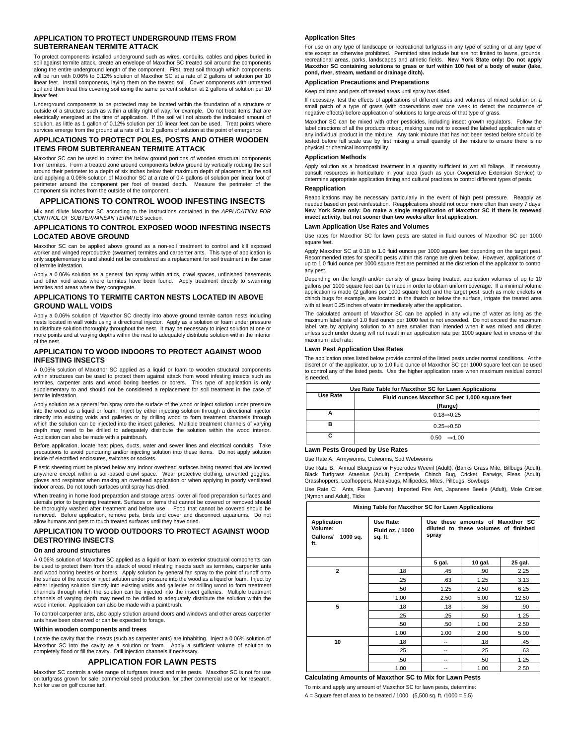## APPLICATION TO PROTECT UNDERGROUND ITEMS FROM SUBTERRANEAN TERMITE ATTACK

To protect components installed underground such as wires, conduits, cables and pipes buried in soil against termite attack, create an envelope of Maxxthor SC treated soil around the components along the entire underground length of the component. First, treat soil through which components will be run with 0.06% to 0.12% solution of Maxxthor SC at a rate of 2 gallons of solution per 10 linear feet. Install components, laying them on the treated soil. Cover components with untreated soil and then treat this covering soil using the same percent solution at 2 gallons of solution per 10 linear feet.

Underground components to be protected may be located within the foundation of a structure or outside of a structure such as within a utility right of way, for example. Do not treat items that are electrically energized at the time of application. If the soil will not absorb the indicated amount of solution, as little as 1 gallon of 0.12% solution per 10 linear feet can be used. Treat points where services emerge from the ground at a rate of 1 to 2 gallons of solution at the point of emergence.

## APPLICATIONS TO PROTECT POLES, POSTS AND OTHER WOODEN ITEMS FROM SUBTERRANEAN TERMITE ATTACK

Maxxthor SC can be used to protect the below ground portions of wooden structural components from termites. Form a treated zone around components below ground by vertically rodding the soil around their perimeter to a depth of six inches below their maximum depth of placement in the soil and applying a 0.06% solution of Maxxthor SC at a rate of 0.4 gallons of solution per linear foot of perimeter around the component per foot of treated depth. Measure the perimeter of the component six inches from the outside of the component.

## APPLICATIONS TO CONTROL WOOD INFESTING INSECTS

Mix and dilute Maxxthor SC according to the instructions contained in the *APPLICATION FOR CONTROL OF SUBTERRANEAN TERMITES* section.

## APPLICATIONS TO CONTROL EXPOSED WOOD INFESTING INSECTS LOCATED ABOVE GROUND

Maxxthor SC can be applied above ground as a non-soil treatment to control and kill exposed worker and winged reproductive (swarmer) termites and carpenter ants. This type of application is only supplementary to and should not be considered as a replacement for soil treatment in the case of termite infestation.

Apply a 0.06% solution as a general fan spray within attics, crawl spaces, unfinished basements and other void areas where termites have been found. Apply treatment directly to swarming termites and areas where they congregate.

## APPLICATIONS TO TERMITE CARTON NESTS LOCATED IN ABOVE GROUND WALL VOIDS

Apply a 0.06% solution of Maxxthor SC directly into above ground termite carton nests including nests located in wall voids using a directional injector. Apply as a solution or foam under pressure to distribute solution thoroughly throughout the nest. It may be necessary to inject solution at one or more points and at varying depths within the nest to adequately distribute solution within the interior of the nest.

## APPLICATION TO WOOD INDOORS TO PROTECT AGAINST WOOD INFESTING INSECTS

A 0.06% solution of Maxxthor SC applied as a liquid or foam to wooden structural components within structures can be used to protect them against attack from wood infesting insects such as termites, carpenter ants and wood boring beetles or borers. This type of application is only supplementary to and should not be considered a replacement for soil treatment in the case of termite infestation.

Apply solution as a general fan spray onto the surface of the wood or inject solution under pressure into the wood as a liquid or foam. Inject by either injecting solution through a directional injector directly into existing voids and galleries or by drilling wood to form treatment channels through which the solution can be injected into the insect galleries. Multiple treatment channels of varying depth may need to be drilled to adequately distribute the solution within the wood interior. Application can also be made with a paintbrush.

Before application, locate heat pipes, ducts, water and sewer lines and electrical conduits. Take precautions to avoid puncturing and/or injecting solution into these items. Do not apply solution inside of electrified enclosures, switches or sockets.

Plastic sheeting must be placed below any indoor overhead surfaces being treated that are located anywhere except within a soil-based crawl space. Wear protective clothing, unvented goggles, gloves and respirator when making an overhead application or when applying in poorly ventilated indoor areas. Do not touch surfaces until spray has dried.

When treating in home food preparation and storage areas, cover all food preparation surfaces and utensils prior to beginning treatment. Surfaces or items that cannot be covered or removed should be thoroughly washed after treatment and before use . Food that cannot be covered should be removed. Before application, remove pets, birds and cover and disconnect aquariums. Do not allow humans and pets to touch treated surfaces until they have dried.

## APPLICATION TO WOOD OUTDOORS TO PROTECT AGAINST WOOD DESTROYING INSECTS

### On and around structures

A 0.06% solution of Maxxthor SC applied as a liquid or foam to exterior structural components can be used to protect them from the attack of wood infesting insects such as termites, carpenter ants and wood boring beetles or borers. Apply solution by general fan spray to the point of runoff onto the surface of the wood or inject solution under pressure into the wood as a liquid or foam. Inject by either injecting solution directly into existing voids and galleries or drilling wood to form treatment channels through which the solution can be injected into the insect galleries. Multiple treatment channels of varying depth may need to be drilled to adequately distribute the solution within the wood interior. Application can also be made with a paintbrush.

To control carpenter ants, also apply solution around doors and windows and other areas carpenter ants have been observed or can be expected to forage.

### Within wooden components and trees

Locate the cavity that the insects (such as carpenter ants) are inhabiting. Inject a 0.06% solution of Maxxthor SC into the cavity as a solution or foam. Apply a sufficient volume of solution to completely flood or fill the cavity. Drill injection channels if necessary.

## APPLICATION FOR LAWN PESTS

Maxxthor SC controls a wide range of turfgrass insect and mite pests. Maxxthor SC is not for use on turfgrass grown for sale, commercial seed production, for other commercial use or for research. Not for use on golf course turf.

### Application Sites

For use on any type of landscape or recreational turfgrass in any type of setting or at any type of site except as otherwise prohibited. Permitted sites include but are not limited to lawns, grounds, recreational areas, parks, landscapes and athletic fields. **New York State only: Do not apply Maxxthor SC containing solutions to grass or turf within 100 feet of a body of water (lake, pond, river, stream, wetland or drainage ditch).**

### Application Precautions and Preparations

Keep children and pets off treated areas until spray has dried.

If necessary, test the effects of applications of different rates and volumes of mixed solution on a small patch of a type of grass (with observations over one week to detect the occurrence of negative effects) before application of solutions to large areas of that type of grass.

Maxxthor SC can be mixed with other pesticides, including insect growth regulators. Follow the label directions of all the products mixed, making sure not to exceed the labeled application rate of any individual product in the mixture. Any tank mixture that has not been tested before should be tested before full scale use by first mixing a small quantity of the mixture to ensure there is no physical or chemical incompatibility.

### Application Methods

Apply solution as a broadcast treatment in a quantity sufficient to wet all foliage. If necessary, consult resources in horticulture in your area (such as your Cooperative Extension Service) to determine appropriate application timing and cultural practices to control different types of pests.

### Reapplication

Reapplications may be necessary particularly in the event of high pest pressure. Reapply as needed based on pest reinfestation. Reapplications should not occur more often than every 7 days. **New York State only: Do make a single reapplication of Maxxthor SC if there is renewed insect activity, but not sooner than two weeks after first application.**

### Lawn Application Use Rates and Volumes

Use rates for Maxxthor SC for lawn pests are stated in fluid ounces of Maxxthor SC per 1000 square feet.

Apply Maxxthor SC at 0.18 to 1.0 fluid ounces per 1000 square feet depending on the target pest. Recommended rates for specific pests within this range are given below. However, applications of up to 1.0 fluid ounce per 1000 square feet are permitted at the discretion of the applicator to control any pest.

Depending on the length and/or density of grass being treated, application volumes of up to 10 gallons per 1000 square feet can be made in order to obtain uniform coverage. If a minimal volume application is made (2 gallons per 1000 square feet) and the target pest, such as mole crickets or chinch bugs for example, are located in the thatch or below the surface, irrigate the treated area with at least 0.25 inches of water immediately after the application.

The calculated amount of Maxxthor SC can be applied in any volume of water as long as the maximum label rate of 1.0 fluid ounce per 1000 feet is not exceeded. Do not exceed the maximum label rate by applying solution to an area smaller than intended when it was mixed and diluted unless such under dosing will not result in an application rate per 1000 square feet in excess of the maximum label rate.

### Lawn Pest Application Use Rates

The application rates listed below provide control of the listed pests under normal conditions. At the discretion of the applicator, up to 1.0 fluid ounce of Maxxthor SC per 1000 square feet can be used to control any of the listed pests. Use the higher application rates when maximum residual control is needed.

| Use Rate Table for Maxxthor SC for Lawn Applications | |
|---|---|
| Use Rate | Fluid ounces Maxxthor SC per 1,000 square feet (Range) |
| A | 0.18⇒0.25 |
| B | 0.25⇒0.50 |
| C | 0.50 ⇒1.00 |

### Lawn Pests Grouped by Use Rates

Use Rate A: Armyworms, Cutworms, Sod Webworms

Use Rate B: Annual Bluegrass or Hyperodes Weevil (Adult), (Banks Grass Mite, Billbugs (Adult), Black Turfgrass Ataenius (Adult), Centipede, Chinch Bug, Cricket, Earwigs, Fleas (Adult), Grasshoppers, Leafhoppers, Mealybugs, Millipedes, Mites, Pillbugs, Sowbugs

Use Rate C: Ants, Fleas (Larvae), Imported Fire Ant, Japanese Beetle (Adult), Mole Cricket (Nymph and Adult), Ticks

| Mixing Table for Maxxthor SC for Lawn Applications | | | | |
|---|---|---|---|---|
| Application Volume: Gallons/ 1000 sq. ft. | Use Rate: Fluid oz. / 1000 sq. ft. | Use these amounts of Maxxthor SC diluted to these volumes of finished spray | | |
| | | 5 gal. | 10 gal. | 25 gal. |
| 2 | .18 | .45 | .90 | 2.25 |
| | .25 | .63 | 1.25 | 3.13 |
| | .50 | 1.25 | 2.50 | 6.25 |
| | 1.00 | 2.50 | 5.00 | 12.50 |
| 5 | .18 | .18 | .36 | .90 |
| | .25 | .25 | .50 | 1.25 |
| | .50 | .50 | 1.00 | 2.50 |
| | 1.00 | 1.00 | 2.00 | 5.00 |
| 10 | .18 | -- | .18 | .45 |
| | .25 | -- | .25 | .63 |
| | .50 | -- | .50 | 1.25 |
| | 1.00 | -- | 1.00 | 2.50 |

### Calculating Amounts of Maxxthor SC to Mix for Lawn Pests

To mix and apply any amount of Maxxthor SC for lawn pests, determine:

A = Square feet of area to be treated / 1000 (5,500 sq. ft. /1000 = 5.5)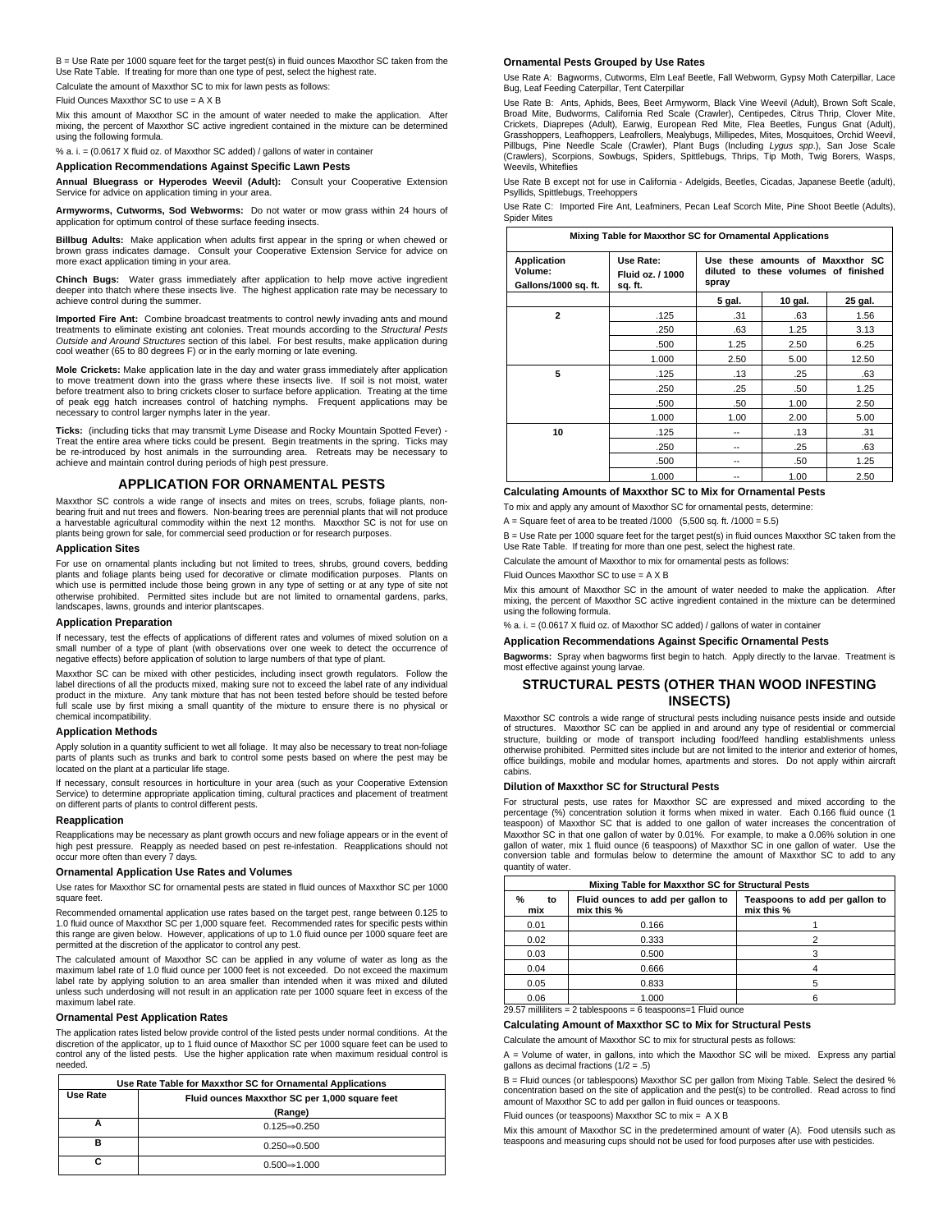B = Use Rate per 1000 square feet for the target pest(s) in fluid ounces Maxxthor SC taken from the Use Rate Table. If treating for more than one type of pest, select the highest rate.

Calculate the amount of Maxxthor SC to mix for lawn pests as follows:

Fluid Ounces Maxxthor SC to use = A X B

Mix this amount of Maxxthor SC in the amount of water needed to make the application. After mixing, the percent of Maxxthor SC active ingredient contained in the mixture can be determined using the following formula.

% a. i. = (0.0617 X fluid oz. of Maxxthor SC added) / gallons of water in container

#### Application Recommendations Against Specific Lawn Pests

**Annual Bluegrass or Hyperodes Weevil (Adult):** Consult your Cooperative Extension Service for advice on application timing in your area.

**Armyworms, Cutworms, Sod Webworms:** Do not water or mow grass within 24 hours of application for optimum control of these surface feeding insects.

**Billbug Adults:** Make application when adults first appear in the spring or when chewed or brown grass indicates damage. Consult your Cooperative Extension Service for advice on more exact application timing in your area.

**Chinch Bugs:** Water grass immediately after application to help move active ingredient deeper into thatch where these insects live. The highest application rate may be necessary to achieve control during the summer.

**Imported Fire Ant:** Combine broadcast treatments to control newly invading ants and mound treatments to eliminate existing ant colonies. Treat mounds according to the *Structural Pests Outside and Around Structures* section of this label. For best results, make application during cool weather (65 to 80 degrees F) or in the early morning or late evening.

**Mole Crickets:** Make application late in the day and water grass immediately after application to move treatment down into the grass where these insects live. If soil is not moist, water before treatment also to bring crickets closer to surface before application. Treating at the time of peak egg hatch increases control of hatching nymphs. Frequent applications may be necessary to control larger nymphs later in the year.

**Ticks:** (including ticks that may transmit Lyme Disease and Rocky Mountain Spotted Fever) - Treat the entire area where ticks could be present. Begin treatments in the spring. Ticks may be re-introduced by host animals in the surrounding area. Retreats may be necessary to achieve and maintain control during periods of high pest pressure.

## APPLICATION FOR ORNAMENTAL PESTS

Maxxthor SC controls a wide range of insects and mites on trees, scrubs, foliage plants, non-bearing fruit and nut trees and flowers. Non-bearing trees are perennial plants that will not produce a harvestable agricultural commodity within the next 12 months. Maxxthor SC is not for use on plants being grown for sale, for commercial seed production or for research purposes.

#### Application Sites

For use on ornamental plants including but not limited to trees, shrubs, ground covers, bedding plants and foliage plants being used for decorative or climate modification purposes. Plants on which use is permitted include those being grown in any type of setting or at any type of site not otherwise prohibited. Permitted sites include but are not limited to ornamental gardens, parks, landscapes, lawns, grounds and interior plantscapes.

#### Application Preparation

If necessary, test the effects of applications of different rates and volumes of mixed solution on a small number of a type of plant (with observations over one week to detect the occurrence of negative effects) before application of solution to large numbers of that type of plant.

Maxxthor SC can be mixed with other pesticides, including insect growth regulators. Follow the label directions of all the products mixed, making sure not to exceed the label rate of any individual product in the mixture. Any tank mixture that has not been tested before should be tested before full scale use by first mixing a small quantity of the mixture to ensure there is no physical or chemical incompatibility.

#### Application Methods

Apply solution in a quantity sufficient to wet all foliage. It may also be necessary to treat non-foliage parts of plants such as trunks and bark to control some pests based on where the pest may be located on the plant at a particular life stage.

If necessary, consult resources in horticulture in your area (such as your Cooperative Extension Service) to determine appropriate application timing, cultural practices and placement of treatment on different parts of plants to control different pests.

#### Reapplication

Reapplications may be necessary as plant growth occurs and new foliage appears or in the event of high pest pressure. Reapply as needed based on pest re-infestation. Reapplications should not occur more often than every 7 days.

#### Ornamental Application Use Rates and Volumes

Use rates for Maxxthor SC for ornamental pests are stated in fluid ounces of Maxxthor SC per 1000 square feet.

Recommended ornamental application use rates based on the target pest, range between 0.125 to 1.0 fluid ounce of Maxxthor SC per 1,000 square feet. Recommended rates for specific pests within this range are given below. However, applications of up to 1.0 fluid ounce per 1000 square feet are permitted at the discretion of the applicator to control any pest.

The calculated amount of Maxxthor SC can be applied in any volume of water as long as the maximum label rate of 1.0 fluid ounce per 1000 feet is not exceeded. Do not exceed the maximum label rate by applying solution to an area smaller than intended when it was mixed and diluted unless such underdosing will not result in an application rate per 1000 square feet in excess of the maximum label rate.

#### Ornamental Pest Application Rates

The application rates listed below provide control of the listed pests under normal conditions. At the discretion of the applicator, up to 1 fluid ounce of Maxxthor SC per 1000 square feet can be used to control any of the listed pests. Use the higher application rate when maximum residual control is needed.

| Use Rate Table for Maxxthor SC for Ornamental Applications | |
|---|---|
| Use Rate | Fluid ounces Maxxthor SC per 1,000 square feet (Range) |
| A | 0.125⇒0.250 |
| B | 0.250⇒0.500 |
| C | 0.500⇒1.000 |

#### Ornamental Pests Grouped by Use Rates

Use Rate A: Bagworms, Cutworms, Elm Leaf Beetle, Fall Webworm, Gypsy Moth Caterpillar, Lace Bug, Leaf Feeding Caterpillar, Tent Caterpillar

Use Rate B: Ants, Aphids, Bees, Beet Armyworm, Black Vine Weevil (Adult), Brown Soft Scale, Broad Mite, Budworms, California Red Scale (Crawler), Centipedes, Citrus Thrip, Clover Mite, Crickets, Diaprepes (Adult), Earwig, European Red Mite, Flea Beetles, Fungus Gnat (Adult), Grasshoppers, Leafhoppers, Leafrollers, Mealybugs, Millipedes, Mites, Mosquitoes, Orchid Weevil, Pillbugs, Pine Needle Scale (Crawler), Plant Bugs (Including *Lygus spp.*), San Jose Scale (Crawlers), Scorpions, Sowbugs, Spiders, Spittlebugs, Thrips, Tip Moth, Twig Borers, Wasps, Weevils, Whiteflies

Use Rate B except not for use in California - Adelgids, Beetles, Cicadas, Japanese Beetle (adult), Psyllids, Spittlebugs, Treehoppers

Use Rate C: Imported Fire Ant, Leafminers, Pecan Leaf Scorch Mite, Pine Shoot Beetle (Adults), Spider Mites

| Mixing Table for Maxxthor SC for Ornamental Applications | | | | |
|---|---|---|---|---|
| Application Volume: Gallons/1000 sq. ft. | Use Rate: Fluid oz. / 1000 sq. ft. | Use these amounts of Maxxthor SC diluted to these volumes of finished spray | | |
| | | 5 gal. | 10 gal. | 25 gal. |
| 2 | .125 | .31 | .63 | 1.56 |
| | .250 | .63 | 1.25 | 3.13 |
| | .500 | 1.25 | 2.50 | 6.25 |
| | 1.000 | 2.50 | 5.00 | 12.50 |
| 5 | .125 | .13 | .25 | .63 |
| | .250 | .25 | .50 | 1.25 |
| | .500 | .50 | 1.00 | 2.50 |
| | 1.000 | 1.00 | 2.00 | 5.00 |
| 10 | .125 | -- | .13 | .31 |
| | .250 | -- | .25 | .63 |
| | .500 | -- | .50 | 1.25 |
| | 1.000 | -- | 1.00 | 2.50 |

#### Calculating Amounts of Maxxthor SC to Mix for Ornamental Pests

To mix and apply any amount of Maxxthor SC for ornamental pests, determine:

A = Square feet of area to be treated /1000 (5,500 sq. ft. /1000 = 5.5)

B = Use Rate per 1000 square feet for the target pest(s) in fluid ounces Maxxthor SC taken from the Use Rate Table. If treating for more than one pest, select the highest rate.

Calculate the amount of Maxxthor to mix for ornamental pests as follows:

Fluid Ounces Maxxthor SC to use = A X B

Mix this amount of Maxxthor SC in the amount of water needed to make the application. After mixing, the percent of Maxxthor SC active ingredient contained in the mixture can be determined using the following formula.

% a. i. = (0.0617 X fluid oz. of Maxxthor SC added) / gallons of water in container

#### Application Recommendations Against Specific Ornamental Pests

**Bagworms:** Spray when bagworms first begin to hatch. Apply directly to the larvae. Treatment is most effective against young larvae.

## STRUCTURAL PESTS (OTHER THAN WOOD INFESTING INSECTS)

Maxxthor SC controls a wide range of structural pests including nuisance pests inside and outside of structures. Maxxthor SC can be applied in and around any type of residential or commercial structure, building or mode of transport including food/feed handling establishments unless otherwise prohibited. Permitted sites include but are not limited to the interior and exterior of homes, office buildings, mobile and modular homes, apartments and stores. Do not apply within aircraft cabins.

#### Dilution of Maxxthor SC for Structural Pests

For structural pests, use rates for Maxxthor SC are expressed and mixed according to the percentage (%) concentration solution it forms when mixed in water. Each 0.166 fluid ounce (1 teaspoon) of Maxxthor SC that is added to one gallon of water increases the concentration of Maxxthor SC in that one gallon of water by 0.01%. For example, to make a 0.06% solution in one gallon of water, mix 1 fluid ounce (6 teaspoons) of Maxxthor SC in one gallon of water. Use the conversion table and formulas below to determine the amount of Maxxthor SC to add to any quantity of water.

| Mixing Table for Maxxthor SC for Structural Pests | | |
|---|---|---|
| % to mix | Fluid ounces to add per gallon to mix this % | Teaspoons to add per gallon to mix this % |
| 0.01 | 0.166 | 1 |
| 0.02 | 0.333 | 2 |
| 0.03 | 0.500 | 3 |
| 0.04 | 0.666 | 4 |
| 0.05 | 0.833 | 5 |
| 0.06 | 1.000 | 6 |

29.57 milliliters = 2 tablespoons = 6 teaspoons=1 Fluid ounce

#### Calculating Amount of Maxxthor SC to Mix for Structural Pests

Calculate the amount of Maxxthor SC to mix for structural pests as follows:

A = Volume of water, in gallons, into which the Maxxthor SC will be mixed. Express any partial gallons as decimal fractions (1/2 = .5)

B = Fluid ounces (or tablespoons) Maxxthor SC per gallon from Mixing Table. Select the desired % concentration based on the site of application and the pest(s) to be controlled. Read across to find amount of Maxxthor SC to add per gallon in fluid ounces or teaspoons.

Fluid ounces (or teaspoons) Maxxthor SC to mix = A X B

Mix this amount of Maxxthor SC in the predetermined amount of water (A). Food utensils such as teaspoons and measuring cups should not be used for food purposes after use with pesticides.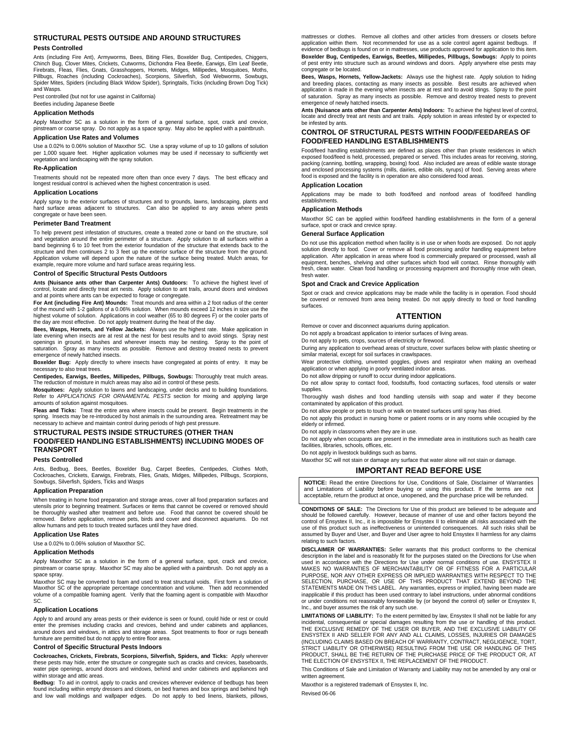## STRUCTURAL PESTS OUTSIDE AND AROUND STRUCTURES

### Pests Controlled

Ants (including Fire Ant), Armyworms, Bees, Biting Flies, Boxelder Bug, Centipedes, Chiggers, Chinch Bug, Clover Mites, Crickets, Cutworms, Dichondra Flea Beetle, Earwigs, Elm Leaf Beetle, Firebrats, Fleas, Flies, Gnats, Grasshoppers, Hornets, Midges, Millipedes, Mosquitoes, Moths, Pillbugs, Roaches (including Cockroaches), Scorpions, Silverfish, Sod Webworms, Sowbugs, Spider Mites, Spiders (including Black Widow Spider), Springtails, Ticks (including Brown Dog Tick) and Wasps.

Pest controlled (but not for use against in California)

Beetles including Japanese Beetle

### Application Methods

Apply Maxxthor SC as a solution in the form of a general surface, spot, crack and crevice, pinstream or coarse spray. Do not apply as a space spray. May also be applied with a paintbrush.

### Application Use Rates and Volumes

Use a 0.02% to 0.06% solution of Maxxthor SC. Use a spray volume of up to 10 gallons of solution per 1,000 square feet. Higher application volumes may be used if necessary to sufficiently wet vegetation and landscaping with the spray solution.

### Re-Application

Treatments should not be repeated more often than once every 7 days. The best efficacy and longest residual control is achieved when the highest concentration is used.

### Application Locations

Apply spray to the exterior surfaces of structures and to grounds, lawns, landscaping, plants and hard surface areas adjacent to structures. Can also be applied to any areas where pests congregate or have been seen.

### Perimeter Band Treatment

To help prevent pest infestation of structures, create a treated zone or band on the structure, soil and vegetation around the entire perimeter of a structure. Apply solution to all surfaces within a band beginning 6 to 10 feet from the exterior foundation of the structure that extends back to the structure and then continues 2 to 3 feet up the exterior surface of the structure from the ground. Application volume will depend upon the nature of the surface being treated. Mulch areas, for example, require more volume and hard surface areas requiring less.

### Control of Specific Structural Pests Outdoors

**Ants (Nuisance ants other than Carpenter Ants) Outdoors:** To achieve the highest level of control, locate and directly treat ant nests. Apply solution to ant trails, around doors and windows and at points where ants can be expected to forage or congregate.

**For Ant (including Fire Ant) Mounds:** Treat mounds and area within a 2 foot radius of the center of the mound with 1-2 gallons of a 0.06% solution. When mounds exceed 12 inches in size use the highest volume of solution. Applications in cool weather (65 to 80 degrees F) or the cooler parts of the day are most effective. Do not apply treatment during the heat of the day.

**Bees, Wasps, Hornets, and Yellow Jackets:** Always use the highest rate. Make application in late evening when insects are at rest at the nest for best results and to avoid stings. Spray nest openings in ground, in bushes and wherever insects may be nesting. Spray to the point of saturation. Spray as many insects as possible. Remove and destroy treated nests to prevent emergence of newly hatched insects.

**Boxelder Bug:** Apply directly to where insects have congregated at points of entry. It may be necessary to also treat trees.

**Centipedes, Earwigs, Beetles, Millipedes, Pillbugs, Sowbugs:** Thoroughly treat mulch areas. The reduction of moisture in mulch areas may also aid in control of these pests.

**Mosquitoes:** Apply solution to lawns and landscaping, under decks and to building foundations. Refer to *APPLICATIONS FOR ORNAMENTAL PESTS* section for mixing and applying large amounts of solution against mosquitoes.

**Fleas and Ticks:** Treat the entire area where insects could be present. Begin treatments in the spring. Insects may be re-introduced by host animals in the surrounding area. Retreatment may be necessary to achieve and maintain control during periods of high pest pressure.

## STRUCTURAL PESTS INSIDE STRUCTURES (OTHER THAN FOOD/FEED HANDLING ESTABLISHMENTS) INCLUDING MODES OF TRANSPORT

### Pests Controlled

Ants, Bedbug, Bees, Beetles, Boxelder Bug, Carpet Beetles, Centipedes, Clothes Moth, Cockroaches, Crickets, Earwigs, Firebrats, Flies, Gnats, Midges, Millipedes, Pillbugs, Scorpions, Sowbugs, Silverfish, Spiders, Ticks and Wasps

### Application Preparation

When treating in home food preparation and storage areas, cover all food preparation surfaces and utensils prior to beginning treatment. Surfaces or items that cannot be covered or removed should be thoroughly washed after treatment and before use. Food that cannot be covered should be removed. Before application, remove pets, birds and cover and disconnect aquariums. Do not allow humans and pets to touch treated surfaces until they have dried.

### Application Use Rates

Use a 0.02% to 0.06% solution of Maxxthor SC.

### Application Methods

Apply Maxxthor SC as a solution in the form of a general surface, spot, crack and crevice, pinstream or coarse spray. Maxxthor SC may also be applied with a paintbrush. Do not apply as a space spray.

Maxxthor SC may be converted to foam and used to treat structural voids. First form a solution of Maxxthor SC of the appropriate percentage concentration and volume. Then add recommended volume of a compatible foaming agent. Verify that the foaming agent is compatible with Maxxthor SC.

### Application Locations

Apply to and around any areas pests or their evidence is seen or found, could hide or rest or could enter the premises including cracks and crevices, behind and under cabinets and appliances, around doors and windows, in attics and storage areas. Spot treatments to floor or rugs beneath furniture are permitted but do not apply to entire floor area.

### Control of Specific Structural Pests Indoors

**Cockroaches, Crickets, Firebrats, Scorpions, Silverfish, Spiders, and Ticks:** Apply wherever these pests may hide, enter the structure or congregate such as cracks and crevices, baseboards, water pipe openings, around doors and windows, behind and under cabinets and appliances and within storage and attic areas.

**Bedbug:** To aid in control, apply to cracks and crevices wherever evidence of bedbugs has been found including within empty dressers and closets, on bed frames and box springs and behind high and low wall moldings and wallpaper edges. Do not apply to bed linens, blankets, pillows, mattresses or clothes. Remove all clothes and other articles from dressers or closets before application within them. Not recommended for use as a sole control agent against bedbugs. If evidence of bedbugs is found on or in mattresses, use products approved for application to this item.

**Boxelder Bug, Centipedes, Earwigs, Beetles, Millipedes, Pillbugs, Sowbugs:** Apply to points of pest entry into structure such as around windows and doors. Apply anywhere else pests may congregate or be located.

**Bees, Wasps, Hornets, Yellow-Jackets:** Always use the highest rate. Apply solution to hiding and breeding places, contacting as many insects as possible. Best results are achieved when application is made in the evening when insects are at rest and to avoid stings. Spray to the point of saturation. Spray as many insects as possible. Remove and destroy treated nests to prevent emergence of newly hatched insects.

**Ants (Nuisance ants other than Carpenter Ants) Indoors:** To achieve the highest level of control, locate and directly treat ant nests and ant trails. Apply solution in areas infested by or expected to be infested by ants.

## CONTROL OF STRUCTURAL PESTS WITHIN FOOD/FEEDAREAS OF FOOD/FEED HANDLING ESTABLISHMENTS

Food/feed handling establishments are defined as places other than private residences in which exposed food/feed is held, processed, prepared or served. This includes areas for receiving, storing, packing (canning, bottling, wrapping, boxing) food. Also included are areas of edible waste storage and enclosed processing systems (mills, dairies, edible oils, syrups) of food. Serving areas where food is exposed and the facility is in operation are also considered food areas.

### Application Location

Applications may be made to both food/feed and nonfood areas of food/feed handling establishments.

### Application Methods

Maxxthor SC can be applied within food/feed handling establishments in the form of a general surface, spot or crack and crevice spray.

### General Surface Application

Do not use this application method when facility is in use or when foods are exposed. Do not apply solution directly to food. Cover or remove all food processing and/or handling equipment before application. After application in areas where food is commercially prepared or processed, wash all equipment, benches, shelving and other surfaces which food will contact. Rinse thoroughly with fresh, clean water. Clean food handling or processing equipment and thoroughly rinse with clean, fresh water.

### Spot and Crack and Crevice Application

Spot or crack and crevice applications may be made while the facility is in operation. Food should be covered or removed from area being treated. Do not apply directly to food or food handling surfaces.

## ATTENTION

Remove or cover and disconnect aquariums during application.

Do not apply a broadcast application to interior surfaces of living areas.

Do not apply to pets, crops, sources of electricity or firewood.

During any application to overhead areas of structure, cover surfaces below with plastic sheeting or similar material, except for soil surfaces in crawlspaces.

Wear protective clothing, unvented goggles, gloves and respirator when making an overhead application or when applying in poorly ventilated indoor areas.

Do not allow dripping or runoff to occur during indoor applications.

Do not allow spray to contact food, foodstuffs, food contacting surfaces, food utensils or water supplies.

Thoroughly wash dishes and food handling utensils with soap and water if they become contaminated by application of this product.

Do not allow people or pets to touch or walk on treated surfaces until spray has dried.

Do not apply this product in nursing home or patient rooms or in any rooms while occupied by the elderly or infirmed.

Do not apply in classrooms when they are in use.

Do not apply when occupants are present in the immediate area in institutions such as health care facilities, libraries, schools, offices, etc.

Do not apply in livestock buildings such as barns.

Maxxthor SC will not stain or damage any surface that water alone will not stain or damage.

## IMPORTANT READ BEFORE USE

**NOTICE:** Read the entire Directions for Use, Conditions of Sale, Disclaimer of Warranties and Limitations of Liability before buying or using this product. If the terms are not acceptable, return the product at once, unopened, and the purchase price will be refunded.

**CONDITIONS OF SALE:** The Directions for Use of this product are believed to be adequate and should be followed carefully. However, because of manner of use and other factors beyond the control of Ensystex II, Inc., it is impossible for Ensystex II to eliminate all risks associated with the use of this product such as ineffectiveness or unintended consequences. All such risks shall be assumed by Buyer and User, and Buyer and User agree to hold Ensystex II harmless for any claims relating to such factors.

**DISCLAIMER OF WARRANTIES:** Seller warrants that this product conforms to the chemical description in the label and is reasonably fit for the purposes stated on the Directions for Use when used in accordance with the Directions for Use under normal conditions of use. ENSYSTEX II MAKES NO WARRANTIES OF MERCHANTABILITY OR OF FITNESS FOR A PARTICULAR PURPOSE, NOR ANY OTHER EXPRESS OR IMPLIED WARRANTIES WITH RESPECT TO THE SELECTION, PURCHASE, OR USE OF THIS PRODUCT THAT EXTEND BEYOND THE STATEMENTS MADE ON THIS LABEL. Any warranties, express or implied, having been made are inapplicable if this product has been used contrary to label instructions, under abnormal conditions or under conditions not reasonably foreseeable by (or beyond the control of) seller or Ensystex II, Inc., and buyer assumes the risk of any such use.

**LIMITATIONS OF LIABILITY:** To the extent permitted by law, Ensystex II shall not be liable for any incidental, consequential or special damages resulting from the use or handling of this product. THE EXCLUSIVE REMEDY OF THE USER OR BUYER, AND THE EXCLUSIVE LIABILITY OF ENSYSTEX II AND SELLER FOR ANY AND ALL CLAIMS, LOSSES, INJURIES OR DAMAGES (INCLUDING CLAIMS BASED ON BREACH OF WARRANTY, CONTRACT, NEGLIGENCE, TORT, STRICT LIABILITY OR OTHERWISE) RESULTING FROM THE USE OR HANDLING OF THIS PRODUCT, SHALL BE THE RETURN OF THE PURCHASE PRICE OF THE PRODUCT OR, AT THE ELECTION OF ENSYSTEX II, THE REPLACEMENT OF THE PRODUCT.

This Conditions of Sale and Limitation of Warranty and Liability may not be amended by any oral or written agreement.

Maxxthor is a registered trademark of Ensystex II, Inc.

Revised 06-06